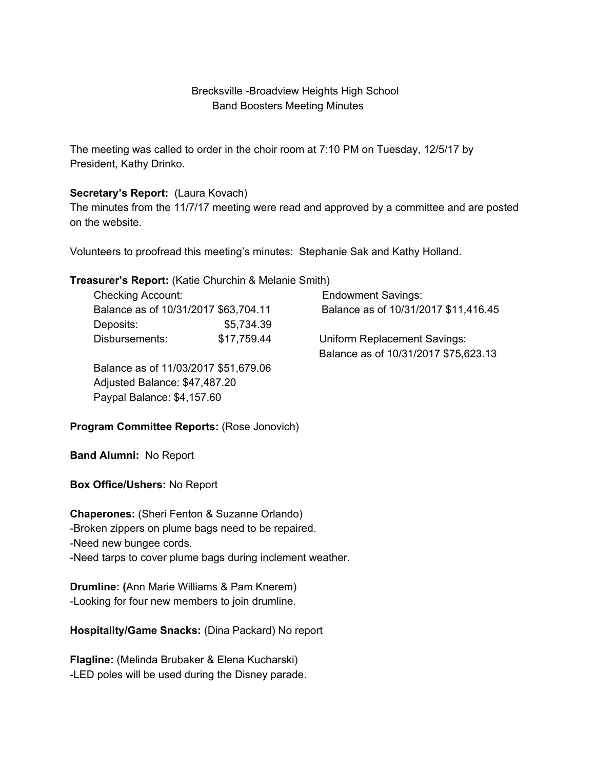Brecksville -Broadview Heights High School
Band Boosters Meeting Minutes

The meeting was called to order in the choir room at 7:10 PM on Tuesday, 12/5/17 by President, Kathy Drinko.

**Secretary's Report:** (Laura Kovach)
The minutes from the 11/7/17 meeting were read and approved by a committee and are posted on the website.

Volunteers to proofread this meeting's minutes: Stephanie Sak and Kathy Holland.

**Treasurer's Report:** (Katie Churchin & Melanie Smith)

Checking Account:
Balance as of 10/31/2017 $63,704.11
Deposits: $5,734.39
Disbursements: $17,759.44

Balance as of 11/03/2017 $51,679.06
Adjusted Balance: $47,487.20
Paypal Balance: $4,157.60

Endowment Savings:
Balance as of 10/31/2017 $11,416.45

Uniform Replacement Savings:
Balance as of 10/31/2017 $75,623.13

**Program Committee Reports:** (Rose Jonovich)

**Band Alumni:** No Report

**Box Office/Ushers:** No Report

**Chaperones:** (Sheri Fenton & Suzanne Orlando)
-Broken zippers on plume bags need to be repaired.
-Need new bungee cords.
-Need tarps to cover plume bags during inclement weather.

**Drumline: (**Ann Marie Williams & Pam Knerem)
-Looking for four new members to join drumline.

**Hospitality/Game Snacks:** (Dina Packard) No report

**Flagline:** (Melinda Brubaker & Elena Kucharski)
-LED poles will be used during the Disney parade.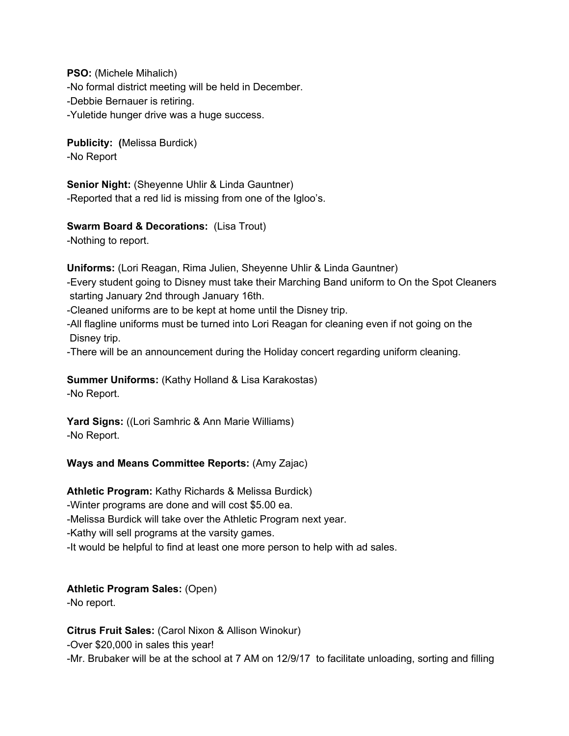**PSO:** (Michele Mihalich)
-No formal district meeting will be held in December.
-Debbie Bernauer is retiring.
-Yuletide hunger drive was a huge success.

**Publicity: (**Melissa Burdick)
-No Report

**Senior Night:** (Sheyenne Uhlir & Linda Gauntner)
-Reported that a red lid is missing from one of the Igloo's.

**Swarm Board & Decorations:** (Lisa Trout)
-Nothing to report.

**Uniforms:** (Lori Reagan, Rima Julien, Sheyenne Uhlir & Linda Gauntner)
-Every student going to Disney must take their Marching Band uniform to On the Spot Cleaners starting January 2nd through January 16th.
-Cleaned uniforms are to be kept at home until the Disney trip.
-All flagline uniforms must be turned into Lori Reagan for cleaning even if not going on the Disney trip.
-There will be an announcement during the Holiday concert regarding uniform cleaning.

**Summer Uniforms:** (Kathy Holland & Lisa Karakostas)
-No Report.

**Yard Signs:** ((Lori Samhric & Ann Marie Williams)
-No Report.

**Ways and Means Committee Reports:** (Amy Zajac)

**Athletic Program:** Kathy Richards & Melissa Burdick)
-Winter programs are done and will cost $5.00 ea.
-Melissa Burdick will take over the Athletic Program next year.
-Kathy will sell programs at the varsity games.
-It would be helpful to find at least one more person to help with ad sales.

**Athletic Program Sales:** (Open)
-No report.

**Citrus Fruit Sales:** (Carol Nixon & Allison Winokur)
-Over $20,000 in sales this year!
-Mr. Brubaker will be at the school at 7 AM on 12/9/17 to facilitate unloading, sorting and filling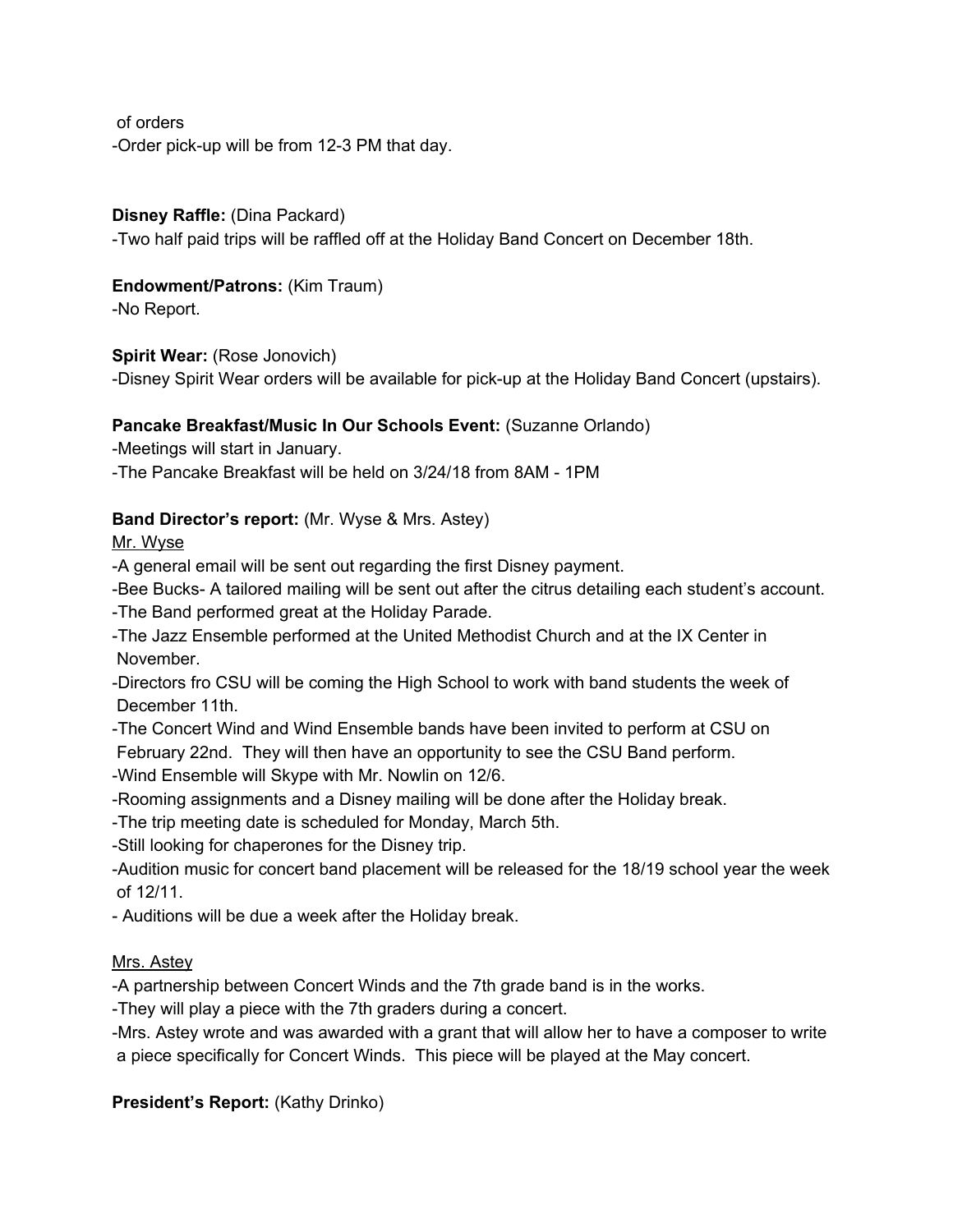of orders

-Order pick-up will be from 12-3 PM that day.

**Disney Raffle:** (Dina Packard)

-Two half paid trips will be raffled off at the Holiday Band Concert on December 18th.

**Endowment/Patrons:** (Kim Traum)

-No Report.

**Spirit Wear:** (Rose Jonovich)

-Disney Spirit Wear orders will be available for pick-up at the Holiday Band Concert (upstairs).

**Pancake Breakfast/Music In Our Schools Event:** (Suzanne Orlando)

-Meetings will start in January.

-The Pancake Breakfast will be held on 3/24/18 from 8AM - 1PM

**Band Director's report:** (Mr. Wyse & Mrs. Astey)

<u>Mr. Wyse</u>

-A general email will be sent out regarding the first Disney payment.

-Bee Bucks- A tailored mailing will be sent out after the citrus detailing each student's account.

-The Band performed great at the Holiday Parade.

-The Jazz Ensemble performed at the United Methodist Church and at the IX Center in November.

-Directors fro CSU will be coming the High School to work with band students the week of December 11th.

-The Concert Wind and Wind Ensemble bands have been invited to perform at CSU on February 22nd. They will then have an opportunity to see the CSU Band perform.

-Wind Ensemble will Skype with Mr. Nowlin on 12/6.

-Rooming assignments and a Disney mailing will be done after the Holiday break.

-The trip meeting date is scheduled for Monday, March 5th.

-Still looking for chaperones for the Disney trip.

-Audition music for concert band placement will be released for the 18/19 school year the week of 12/11.

- Auditions will be due a week after the Holiday break.

<u>Mrs. Astey</u>

-A partnership between Concert Winds and the 7th grade band is in the works.

-They will play a piece with the 7th graders during a concert.

-Mrs. Astey wrote and was awarded with a grant that will allow her to have a composer to write a piece specifically for Concert Winds. This piece will be played at the May concert.

**President's Report:** (Kathy Drinko)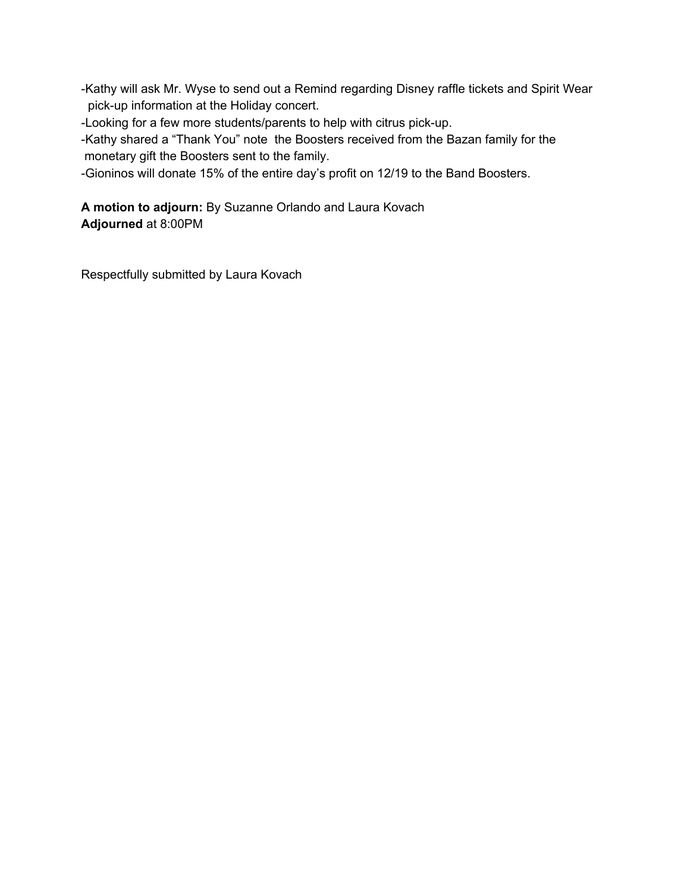-Kathy will ask Mr. Wyse to send out a Remind regarding Disney raffle tickets and Spirit Wear pick-up information at the Holiday concert.
-Looking for a few more students/parents to help with citrus pick-up.
-Kathy shared a “Thank You” note the Boosters received from the Bazan family for the monetary gift the Boosters sent to the family.
-Gioninos will donate 15% of the entire day’s profit on 12/19 to the Band Boosters.

**A motion to adjourn:** By Suzanne Orlando and Laura Kovach
**Adjourned** at 8:00PM

Respectfully submitted by Laura Kovach